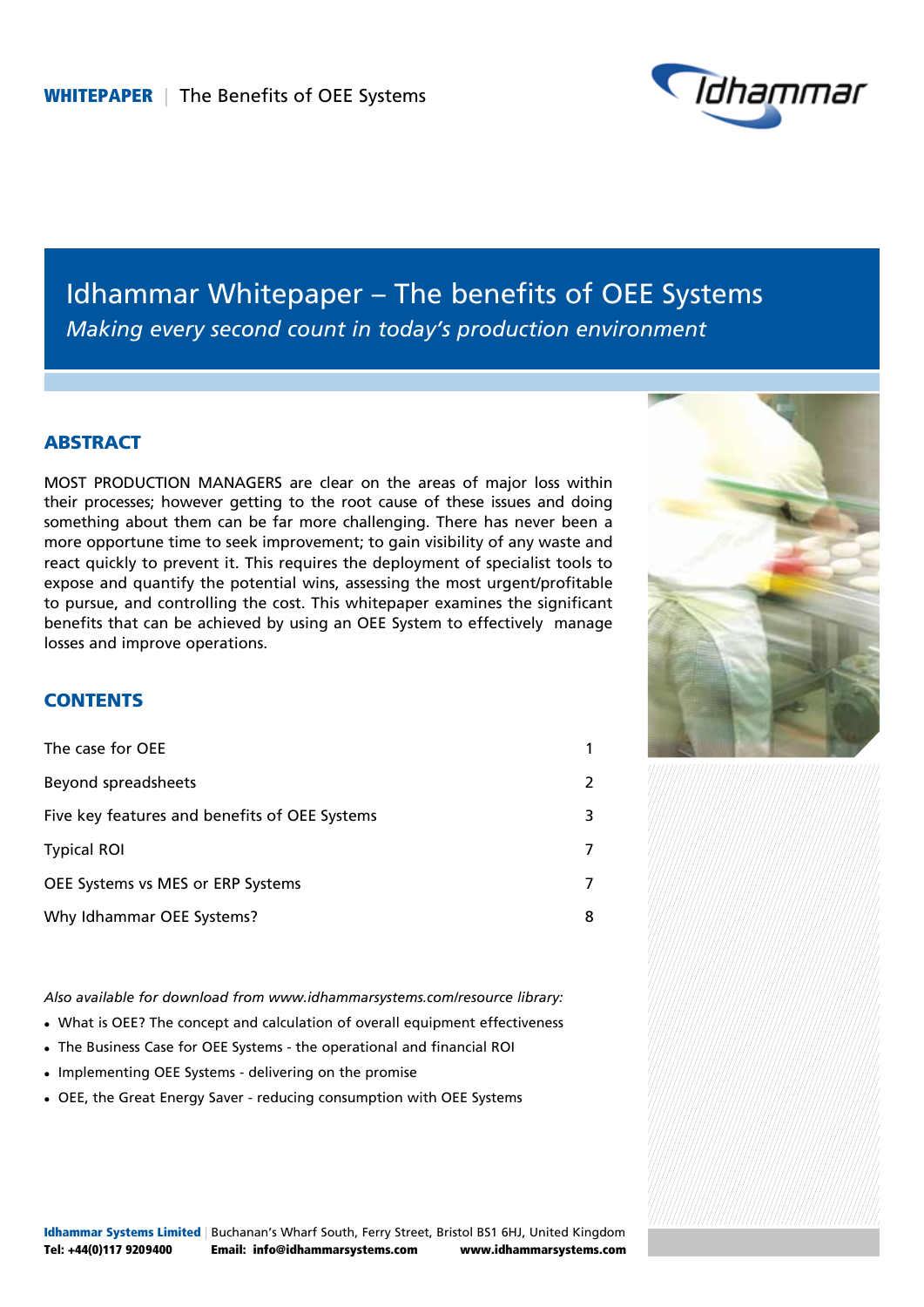# Idhammar Whitepaper – The benefits of OEE Systems

*Making every second count in today's production environment*

## ABSTRACT

MOST PRODUCTION MANAGERS are clear on the areas of major loss within their processes; however getting to the root cause of these issues and doing something about them can be far more challenging. There has never been a more opportune time to seek improvement; to gain visibility of any waste and react quickly to prevent it. This requires the deployment of specialist tools to expose and quantify the potential wins, assessing the most urgent/profitable to pursue, and controlling the cost. This whitepaper examines the significant benefits that can be achieved by using an OEE System to effectively manage losses and improve operations.

## CONTENTS

| | |
|---|---|
| The case for OEE | 1 |
| Beyond spreadsheets | 2 |
| Five key features and benefits of OEE Systems | 3 |
| Typical ROI | 7 |
| OEE Systems vs MES or ERP Systems | 7 |
| Why Idhammar OEE Systems? | 8 |

*Also available for download from www.idhammarsystems.com/resource library:*

- What is OEE? The concept and calculation of overall equipment effectiveness
- The Business Case for OEE Systems - the operational and financial ROI
- Implementing OEE Systems - delivering on the promise
- OEE, the Great Energy Saver - reducing consumption with OEE Systems

**Idhammar Systems Limited** | Buchanan's Wharf South, Ferry Street, Bristol BS1 6HJ, United Kingdom
**Tel: +44(0)117 9209400** **Email: info@idhammarsystems.com** **www.idhammarsystems.com**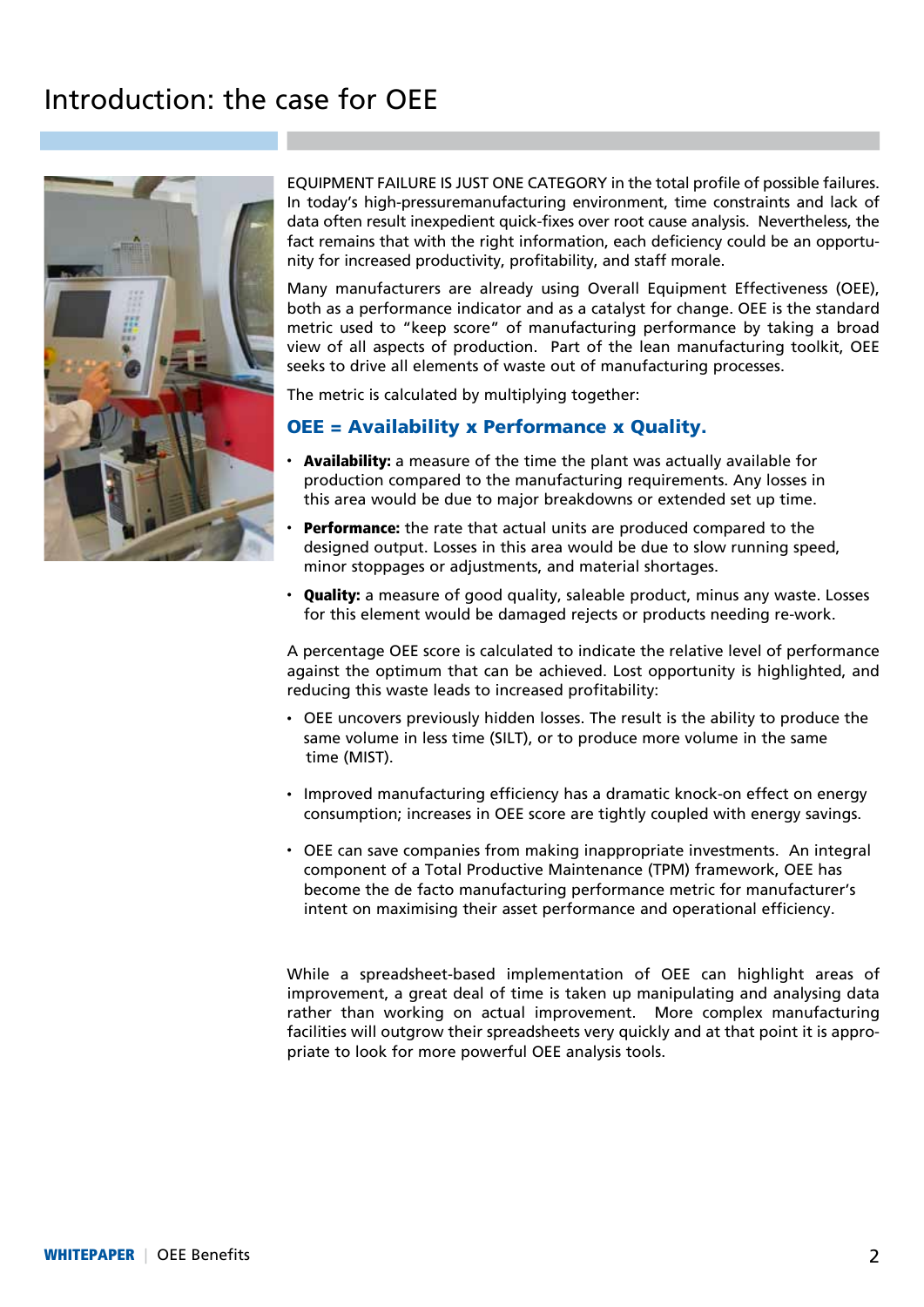# Introduction: the case for OEE

EQUIPMENT FAILURE IS JUST ONE CATEGORY in the total profile of possible failures. In today's high-pressuremanufacturing environment, time constraints and lack of data often result inexpedient quick-fixes over root cause analysis. Nevertheless, the fact remains that with the right information, each deficiency could be an opportunity for increased productivity, profitability, and staff morale.

Many manufacturers are already using Overall Equipment Effectiveness (OEE), both as a performance indicator and as a catalyst for change. OEE is the standard metric used to "keep score" of manufacturing performance by taking a broad view of all aspects of production. Part of the lean manufacturing toolkit, OEE seeks to drive all elements of waste out of manufacturing processes.

The metric is calculated by multiplying together:

**OEE = Availability x Performance x Quality.**

- **Availability:** a measure of the time the plant was actually available for production compared to the manufacturing requirements. Any losses in this area would be due to major breakdowns or extended set up time.
- **Performance:** the rate that actual units are produced compared to the designed output. Losses in this area would be due to slow running speed, minor stoppages or adjustments, and material shortages.
- **Quality:** a measure of good quality, saleable product, minus any waste. Losses for this element would be damaged rejects or products needing re-work.

A percentage OEE score is calculated to indicate the relative level of performance against the optimum that can be achieved. Lost opportunity is highlighted, and reducing this waste leads to increased profitability:

- OEE uncovers previously hidden losses. The result is the ability to produce the same volume in less time (SILT), or to produce more volume in the same time (MIST).
- Improved manufacturing efficiency has a dramatic knock-on effect on energy consumption; increases in OEE score are tightly coupled with energy savings.
- OEE can save companies from making inappropriate investments. An integral component of a Total Productive Maintenance (TPM) framework, OEE has become the de facto manufacturing performance metric for manufacturer's intent on maximising their asset performance and operational efficiency.

While a spreadsheet-based implementation of OEE can highlight areas of improvement, a great deal of time is taken up manipulating and analysing data rather than working on actual improvement. More complex manufacturing facilities will outgrow their spreadsheets very quickly and at that point it is appropriate to look for more powerful OEE analysis tools.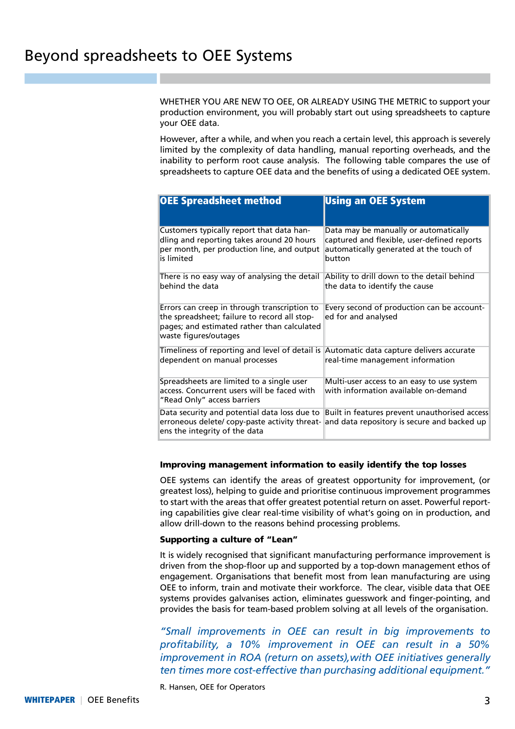# Beyond spreadsheets to OEE Systems

WHETHER YOU ARE NEW TO OEE, OR ALREADY USING THE METRIC to support your production environment, you will probably start out using spreadsheets to capture your OEE data.

However, after a while, and when you reach a certain level, this approach is severely limited by the complexity of data handling, manual reporting overheads, and the inability to perform root cause analysis. The following table compares the use of spreadsheets to capture OEE data and the benefits of using a dedicated OEE system.

| OEE Spreadsheet method | Using an OEE System |
|---|---|
| Customers typically report that data handling and reporting takes around 20 hours per month, per production line, and output is limited | Data may be manually or automatically captured and flexible, user-defined reports automatically generated at the touch of button |
| There is no easy way of analysing the detail behind the data | Ability to drill down to the detail behind the data to identify the cause |
| Errors can creep in through transcription to the spreadsheet; failure to record all stoppages; and estimated rather than calculated waste figures/outages | Every second of production can be accounted for and analysed |
| Timeliness of reporting and level of detail is dependent on manual processes | Automatic data capture delivers accurate real-time management information |
| Spreadsheets are limited to a single user access. Concurrent users will be faced with "Read Only" access barriers | Multi-user access to an easy to use system with information available on-demand |
| Data security and potential data loss due to erroneous delete/ copy-paste activity threatens the integrity of the data | Built in features prevent unauthorised access and data repository is secure and backed up |

### Improving management information to easily identify the top losses

OEE systems can identify the areas of greatest opportunity for improvement, (or greatest loss), helping to guide and prioritise continuous improvement programmes to start with the areas that offer greatest potential return on asset. Powerful reporting capabilities give clear real-time visibility of what's going on in production, and allow drill-down to the reasons behind processing problems.

### Supporting a culture of "Lean"

It is widely recognised that significant manufacturing performance improvement is driven from the shop-floor up and supported by a top-down management ethos of engagement. Organisations that benefit most from lean manufacturing are using OEE to inform, train and motivate their workforce. The clear, visible data that OEE systems provides galvanises action, eliminates guesswork and finger-pointing, and provides the basis for team-based problem solving at all levels of the organisation.

*"Small improvements in OEE can result in big improvements to profitability, a 10% improvement in OEE can result in a 50% improvement in ROA (return on assets),with OEE initiatives generally ten times more cost-effective than purchasing additional equipment."*

R. Hansen, OEE for Operators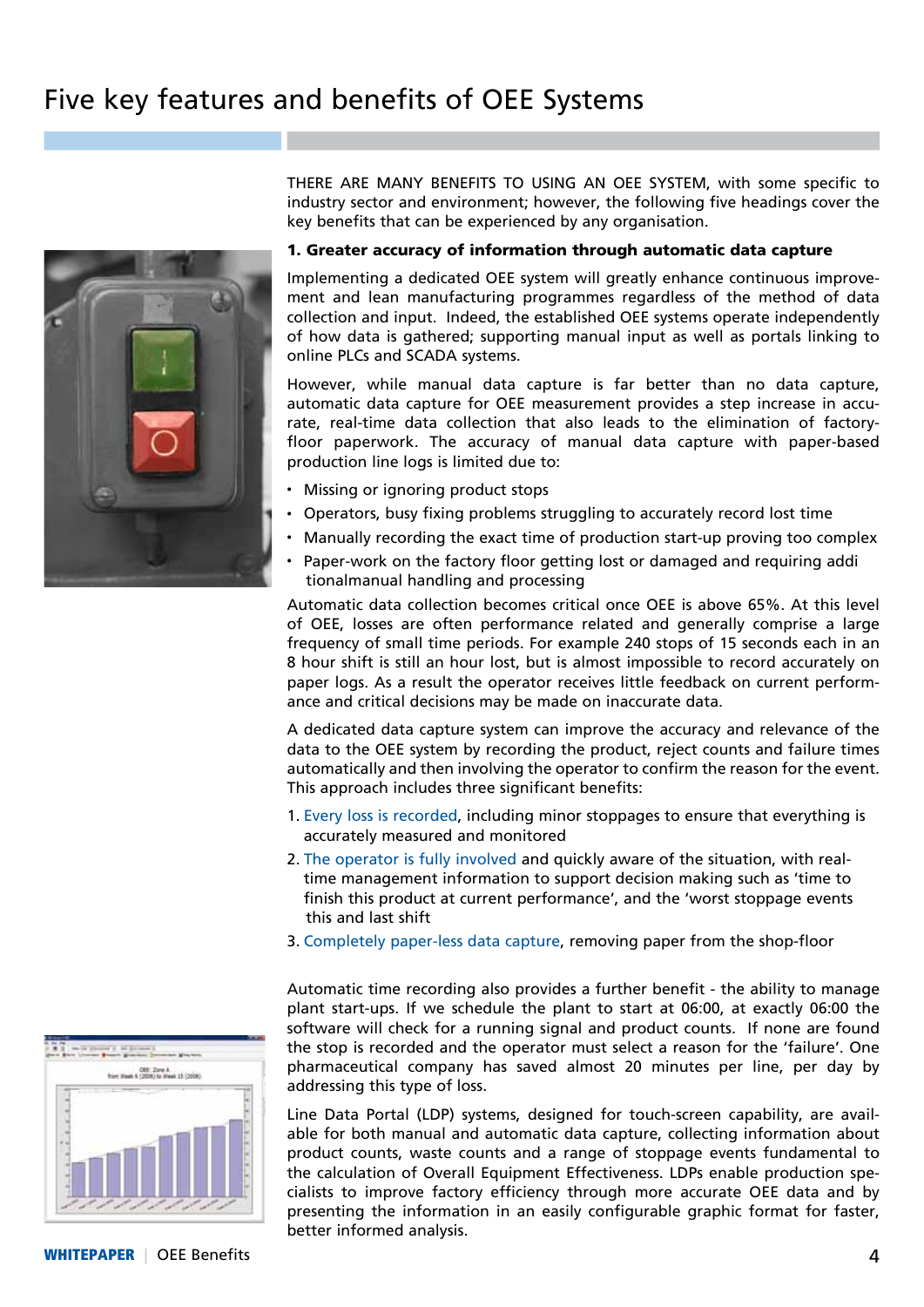# Five key features and benefits of OEE Systems

THERE ARE MANY BENEFITS TO USING AN OEE SYSTEM, with some specific to industry sector and environment; however, the following five headings cover the key benefits that can be experienced by any organisation.

**1. Greater accuracy of information through automatic data capture**

Implementing a dedicated OEE system will greatly enhance continuous improvement and lean manufacturing programmes regardless of the method of data collection and input. Indeed, the established OEE systems operate independently of how data is gathered; supporting manual input as well as portals linking to online PLCs and SCADA systems.

However, while manual data capture is far better than no data capture, automatic data capture for OEE measurement provides a step increase in accurate, real-time data collection that also leads to the elimination of factory-floor paperwork. The accuracy of manual data capture with paper-based production line logs is limited due to:

- Missing or ignoring product stops
- Operators, busy fixing problems struggling to accurately record lost time
- Manually recording the exact time of production start-up proving too complex
- Paper-work on the factory floor getting lost or damaged and requiring addi tionalmanual handling and processing

Automatic data collection becomes critical once OEE is above 65%. At this level of OEE, losses are often performance related and generally comprise a large frequency of small time periods. For example 240 stops of 15 seconds each in an 8 hour shift is still an hour lost, but is almost impossible to record accurately on paper logs. As a result the operator receives little feedback on current performance and critical decisions may be made on inaccurate data.

A dedicated data capture system can improve the accuracy and relevance of the data to the OEE system by recording the product, reject counts and failure times automatically and then involving the operator to confirm the reason for the event. This approach includes three significant benefits:

1. Every loss is recorded, including minor stoppages to ensure that everything is accurately measured and monitored
2. The operator is fully involved and quickly aware of the situation, with real-time management information to support decision making such as 'time to finish this product at current performance', and the 'worst stoppage events this and last shift
3. Completely paper-less data capture, removing paper from the shop-floor

Automatic time recording also provides a further benefit - the ability to manage plant start-ups. If we schedule the plant to start at 06:00, at exactly 06:00 the software will check for a running signal and product counts. If none are found the stop is recorded and the operator must select a reason for the 'failure'. One pharmaceutical company has saved almost 20 minutes per line, per day by addressing this type of loss.

Line Data Portal (LDP) systems, designed for touch-screen capability, are available for both manual and automatic data capture, collecting information about product counts, waste counts and a range of stoppage events fundamental to the calculation of Overall Equipment Effectiveness. LDPs enable production specialists to improve factory efficiency through more accurate OEE data and by presenting the information in an easily configurable graphic format for faster, better informed analysis.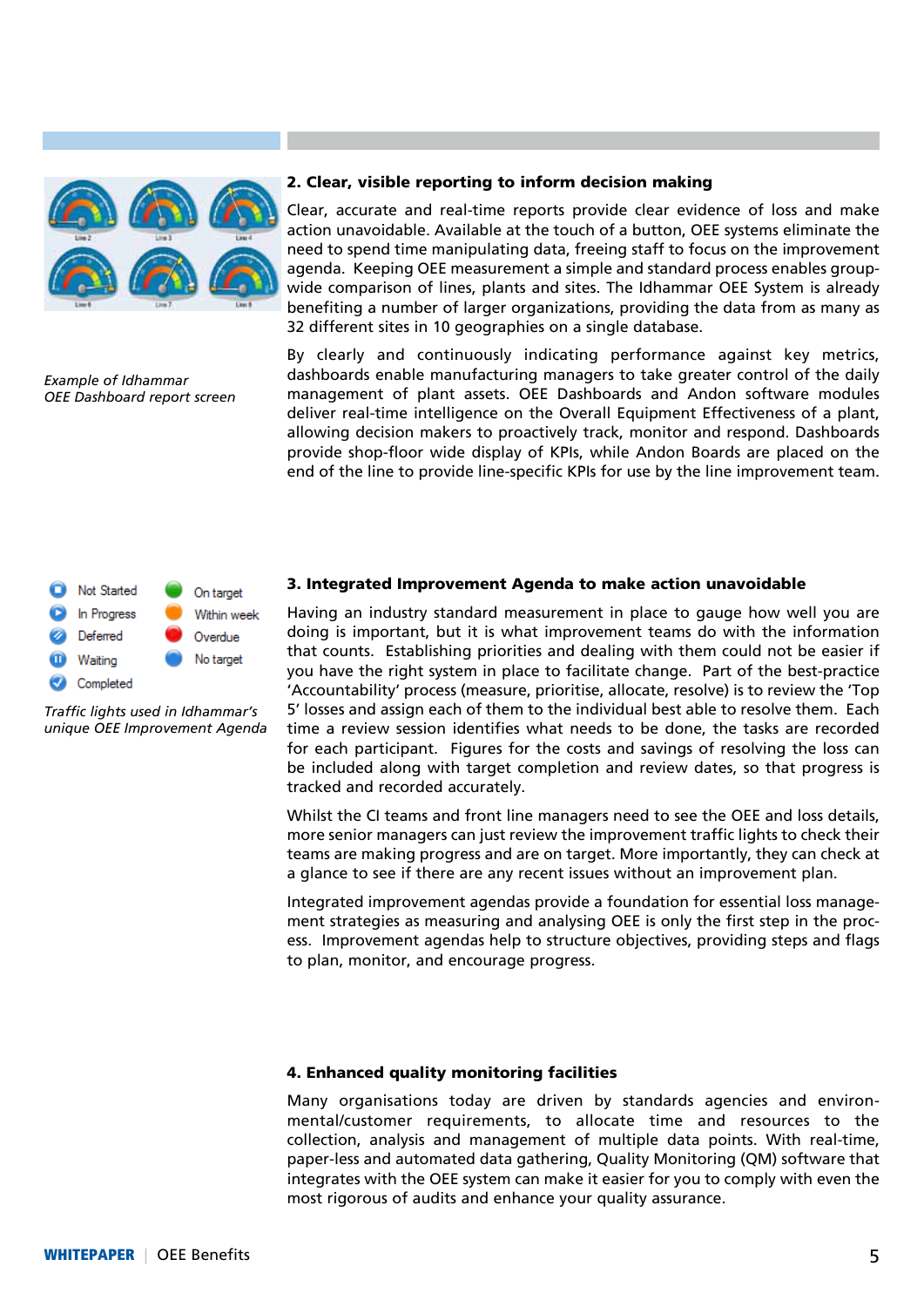Example of Idhammar OEE Dashboard report screen

## 2. Clear, visible reporting to inform decision making

Clear, accurate and real-time reports provide clear evidence of loss and make action unavoidable. Available at the touch of a button, OEE systems eliminate the need to spend time manipulating data, freeing staff to focus on the improvement agenda. Keeping OEE measurement a simple and standard process enables group-wide comparison of lines, plants and sites. The Idhammar OEE System is already benefiting a number of larger organizations, providing the data from as many as 32 different sites in 10 geographies on a single database.

By clearly and continuously indicating performance against key metrics, dashboards enable manufacturing managers to take greater control of the daily management of plant assets. OEE Dashboards and Andon software modules deliver real-time intelligence on the Overall Equipment Effectiveness of a plant, allowing decision makers to proactively track, monitor and respond. Dashboards provide shop-floor wide display of KPIs, while Andon Boards are placed on the end of the line to provide line-specific KPIs for use by the line improvement team.

Not Started, In Progress, Deferred, Waiting, Completed, On target, Within week, Overdue, No target

Traffic lights used in Idhammar's unique OEE Improvement Agenda

## 3. Integrated Improvement Agenda to make action unavoidable

Having an industry standard measurement in place to gauge how well you are doing is important, but it is what improvement teams do with the information that counts. Establishing priorities and dealing with them could not be easier if you have the right system in place to facilitate change. Part of the best-practice 'Accountability' process (measure, prioritise, allocate, resolve) is to review the 'Top 5' losses and assign each of them to the individual best able to resolve them. Each time a review session identifies what needs to be done, the tasks are recorded for each participant. Figures for the costs and savings of resolving the loss can be included along with target completion and review dates, so that progress is tracked and recorded accurately.

Whilst the CI teams and front line managers need to see the OEE and loss details, more senior managers can just review the improvement traffic lights to check their teams are making progress and are on target. More importantly, they can check at a glance to see if there are any recent issues without an improvement plan.

Integrated improvement agendas provide a foundation for essential loss management strategies as measuring and analysing OEE is only the first step in the process. Improvement agendas help to structure objectives, providing steps and flags to plan, monitor, and encourage progress.

## 4. Enhanced quality monitoring facilities

Many organisations today are driven by standards agencies and environmental/customer requirements, to allocate time and resources to the collection, analysis and management of multiple data points. With real-time, paper-less and automated data gathering, Quality Monitoring (QM) software that integrates with the OEE system can make it easier for you to comply with even the most rigorous of audits and enhance your quality assurance.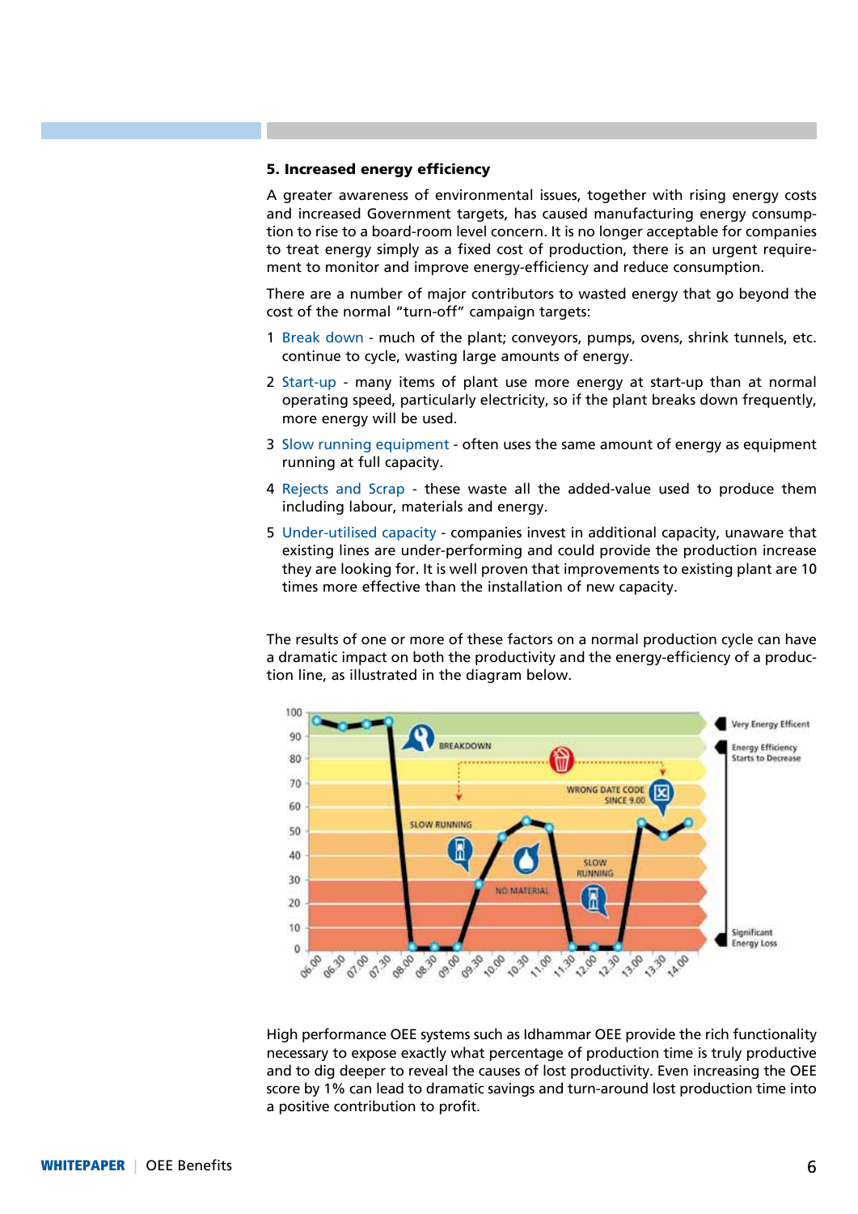### 5. Increased energy efficiency

A greater awareness of environmental issues, together with rising energy costs and increased Government targets, has caused manufacturing energy consumption to rise to a board-room level concern. It is no longer acceptable for companies to treat energy simply as a fixed cost of production, there is an urgent requirement to monitor and improve energy-efficiency and reduce consumption.

There are a number of major contributors to wasted energy that go beyond the cost of the normal "turn-off" campaign targets:

1. Break down - much of the plant; conveyors, pumps, ovens, shrink tunnels, etc. continue to cycle, wasting large amounts of energy.
2. Start-up - many items of plant use more energy at start-up than at normal operating speed, particularly electricity, so if the plant breaks down frequently, more energy will be used.
3. Slow running equipment - often uses the same amount of energy as equipment running at full capacity.
4. Rejects and Scrap - these waste all the added-value used to produce them including labour, materials and energy.
5. Under-utilised capacity - companies invest in additional capacity, unaware that existing lines are under-performing and could provide the production increase they are looking for. It is well proven that improvements to existing plant are 10 times more effective than the installation of new capacity.

The results of one or more of these factors on a normal production cycle can have a dramatic impact on both the productivity and the energy-efficiency of a production line, as illustrated in the diagram below.

High performance OEE systems such as Idhammar OEE provide the rich functionality necessary to expose exactly what percentage of production time is truly productive and to dig deeper to reveal the causes of lost productivity. Even increasing the OEE score by 1% can lead to dramatic savings and turn-around lost production time into a positive contribution to profit.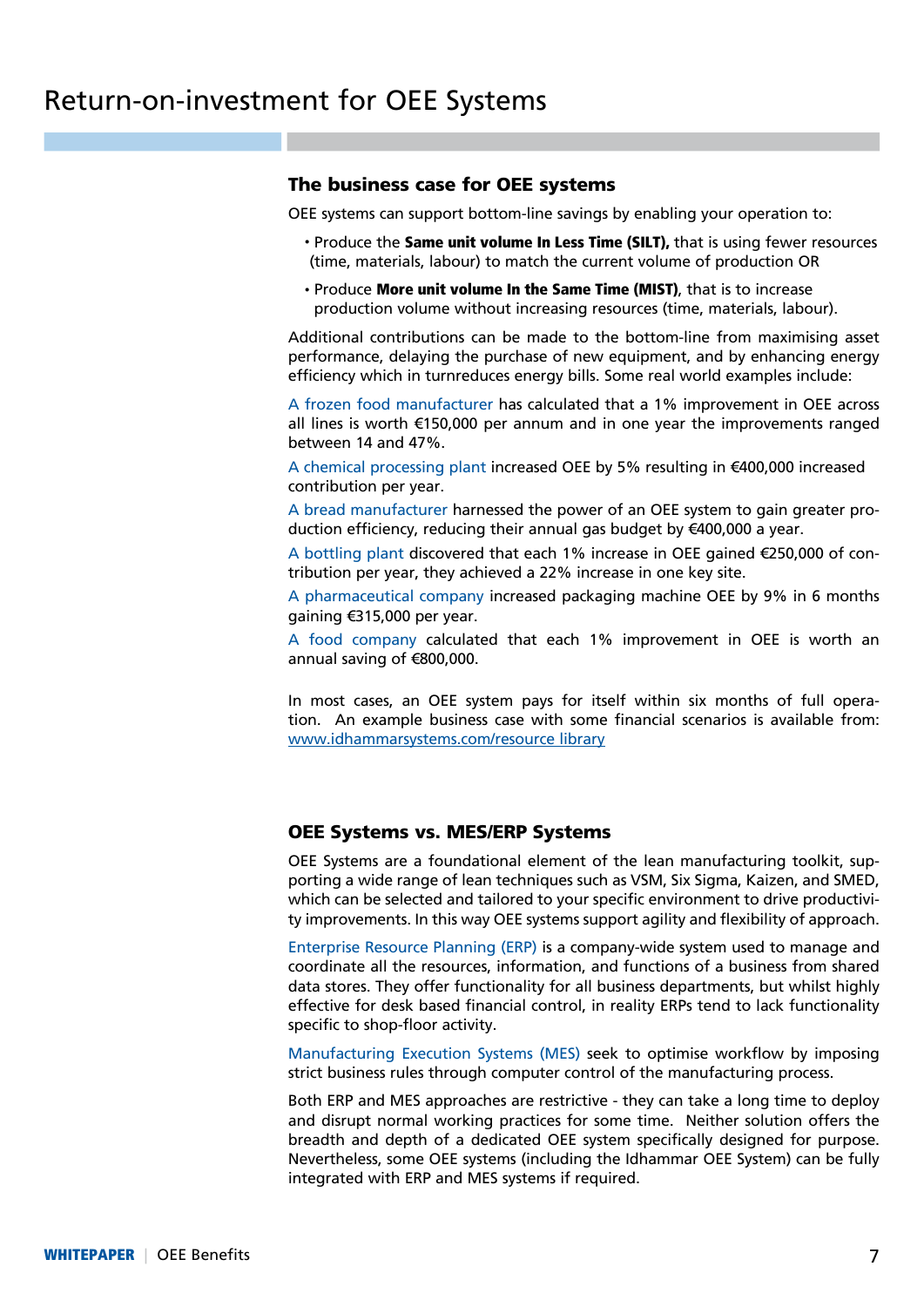# Return-on-investment for OEE Systems

## The business case for OEE systems

OEE systems can support bottom-line savings by enabling your operation to:

- Produce the **Same unit volume In Less Time (SILT),** that is using fewer resources (time, materials, labour) to match the current volume of production OR
- Produce **More unit volume In the Same Time (MIST)**, that is to increase production volume without increasing resources (time, materials, labour).

Additional contributions can be made to the bottom-line from maximising asset performance, delaying the purchase of new equipment, and by enhancing energy efficiency which in turnreduces energy bills. Some real world examples include:

A frozen food manufacturer has calculated that a 1% improvement in OEE across all lines is worth €150,000 per annum and in one year the improvements ranged between 14 and 47%.

A chemical processing plant increased OEE by 5% resulting in €400,000 increased contribution per year.

A bread manufacturer harnessed the power of an OEE system to gain greater production efficiency, reducing their annual gas budget by €400,000 a year.

A bottling plant discovered that each 1% increase in OEE gained €250,000 of contribution per year, they achieved a 22% increase in one key site.

A pharmaceutical company increased packaging machine OEE by 9% in 6 months gaining €315,000 per year.

A food company calculated that each 1% improvement in OEE is worth an annual saving of €800,000.

In most cases, an OEE system pays for itself within six months of full operation. An example business case with some financial scenarios is available from: www.idhammarsystems.com/resource library

## OEE Systems vs. MES/ERP Systems

OEE Systems are a foundational element of the lean manufacturing toolkit, supporting a wide range of lean techniques such as VSM, Six Sigma, Kaizen, and SMED, which can be selected and tailored to your specific environment to drive productivity improvements. In this way OEE systems support agility and flexibility of approach.

Enterprise Resource Planning (ERP) is a company-wide system used to manage and coordinate all the resources, information, and functions of a business from shared data stores. They offer functionality for all business departments, but whilst highly effective for desk based financial control, in reality ERPs tend to lack functionality specific to shop-floor activity.

Manufacturing Execution Systems (MES) seek to optimise workflow by imposing strict business rules through computer control of the manufacturing process.

Both ERP and MES approaches are restrictive - they can take a long time to deploy and disrupt normal working practices for some time. Neither solution offers the breadth and depth of a dedicated OEE system specifically designed for purpose. Nevertheless, some OEE systems (including the Idhammar OEE System) can be fully integrated with ERP and MES systems if required.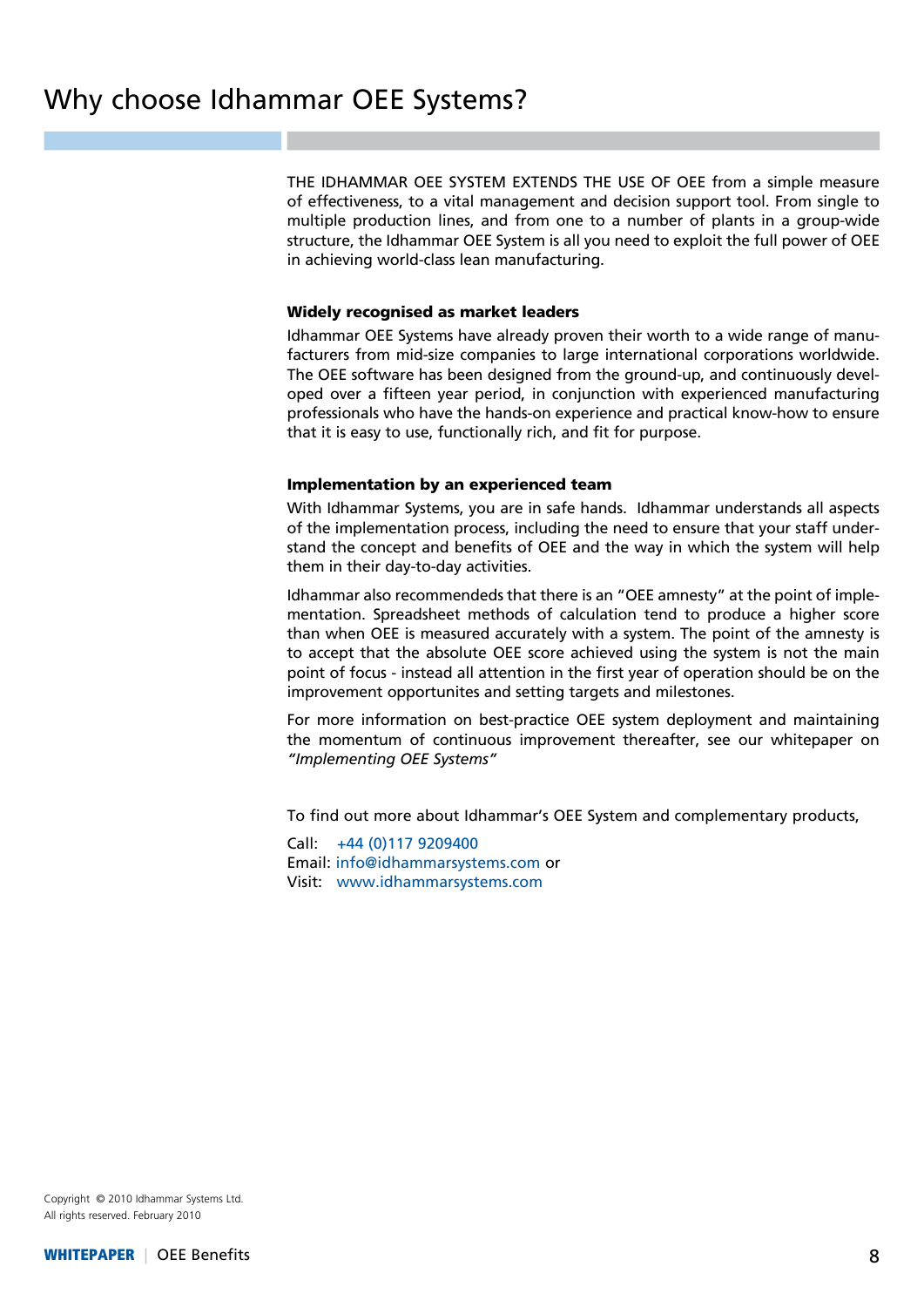# Why choose Idhammar OEE Systems?

THE IDHAMMAR OEE SYSTEM EXTENDS THE USE OF OEE from a simple measure of effectiveness, to a vital management and decision support tool. From single to multiple production lines, and from one to a number of plants in a group-wide structure, the Idhammar OEE System is all you need to exploit the full power of OEE in achieving world-class lean manufacturing.

**Widely recognised as market leaders**

Idhammar OEE Systems have already proven their worth to a wide range of manufacturers from mid-size companies to large international corporations worldwide. The OEE software has been designed from the ground-up, and continuously developed over a fifteen year period, in conjunction with experienced manufacturing professionals who have the hands-on experience and practical know-how to ensure that it is easy to use, functionally rich, and fit for purpose.

**Implementation by an experienced team**

With Idhammar Systems, you are in safe hands. Idhammar understands all aspects of the implementation process, including the need to ensure that your staff understand the concept and benefits of OEE and the way in which the system will help them in their day-to-day activities.

Idhammar also recommendeds that there is an "OEE amnesty" at the point of implementation. Spreadsheet methods of calculation tend to produce a higher score than when OEE is measured accurately with a system. The point of the amnesty is to accept that the absolute OEE score achieved using the system is not the main point of focus - instead all attention in the first year of operation should be on the improvement opportunites and setting targets and milestones.

For more information on best-practice OEE system deployment and maintaining the momentum of continuous improvement thereafter, see our whitepaper on *"Implementing OEE Systems"*

To find out more about Idhammar's OEE System and complementary products,

Call: +44 (0)117 9209400
Email: info@idhammarsystems.com or
Visit: www.idhammarsystems.com

Copyright © 2010 Idhammar Systems Ltd.
All rights reserved. February 2010